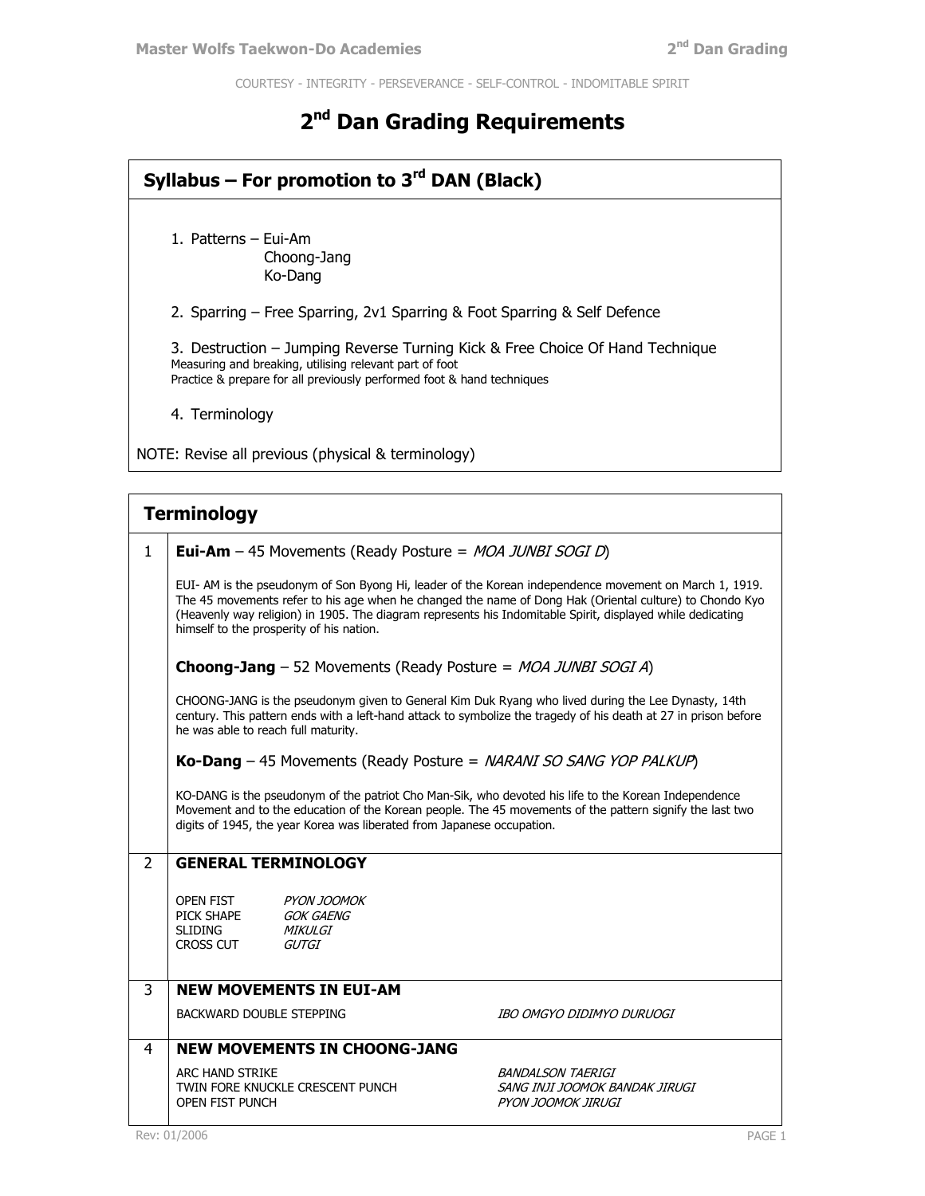COURTESY - INTEGRITY - PERSEVERANCE - SELF-CONTROL - INDOMITABLE SPIRIT

# 2nd Dan Grading Requirements

## Syllabus – For promotion to 3rd DAN (Black)

1. Patterns – Eui-Am
   Choong-Jang
   Ko-Dang

2. Sparring – Free Sparring, 2v1 Sparring & Foot Sparring & Self Defence

3. Destruction – Jumping Reverse Turning Kick & Free Choice Of Hand Technique
   Measuring and breaking, utilising relevant part of foot
   Practice & prepare for all previously performed foot & hand techniques

4. Terminology

NOTE: Revise all previous (physical & terminology)

## Terminology

### 1

**Eui-Am** – 45 Movements (Ready Posture = *MOA JUNBI SOGI D*)

EUI- AM is the pseudonym of Son Byong Hi, leader of the Korean independence movement on March 1, 1919. The 45 movements refer to his age when he changed the name of Dong Hak (Oriental culture) to Chondo Kyo (Heavenly way religion) in 1905. The diagram represents his Indomitable Spirit, displayed while dedicating himself to the prosperity of his nation.

**Choong-Jang** – 52 Movements (Ready Posture = *MOA JUNBI SOGI A*)

CHOONG-JANG is the pseudonym given to General Kim Duk Ryang who lived during the Lee Dynasty, 14th century. This pattern ends with a left-hand attack to symbolize the tragedy of his death at 27 in prison before he was able to reach full maturity.

**Ko-Dang** – 45 Movements (Ready Posture = *NARANI SO SANG YOP PALKUP*)

KO-DANG is the pseudonym of the patriot Cho Man-Sik, who devoted his life to the Korean Independence Movement and to the education of the Korean people. The 45 movements of the pattern signify the last two digits of 1945, the year Korea was liberated from Japanese occupation.

### 2 GENERAL TERMINOLOGY

| | |
|---|---|
| OPEN FIST | *PYON JOOMOK* |
| PICK SHAPE | *GOK GAENG* |
| SLIDING | *MIKULGI* |
| CROSS CUT | *GUTGI* |

### 3 NEW MOVEMENTS IN EUI-AM

| | |
|---|---|
| BACKWARD DOUBLE STEPPING | *IBO OMGYO DIDIMYO DURUOGI* |

### 4 NEW MOVEMENTS IN CHOONG-JANG

| | |
|---|---|
| ARC HAND STRIKE | *BANDALSON TAERIGI* |
| TWIN FORE KNUCKLE CRESCENT PUNCH | *SANG INJI JOOMOK BANDAK JIRUGI* |
| OPEN FIST PUNCH | *PYON JOOMOK JIRUGI* |

Rev: 01/2006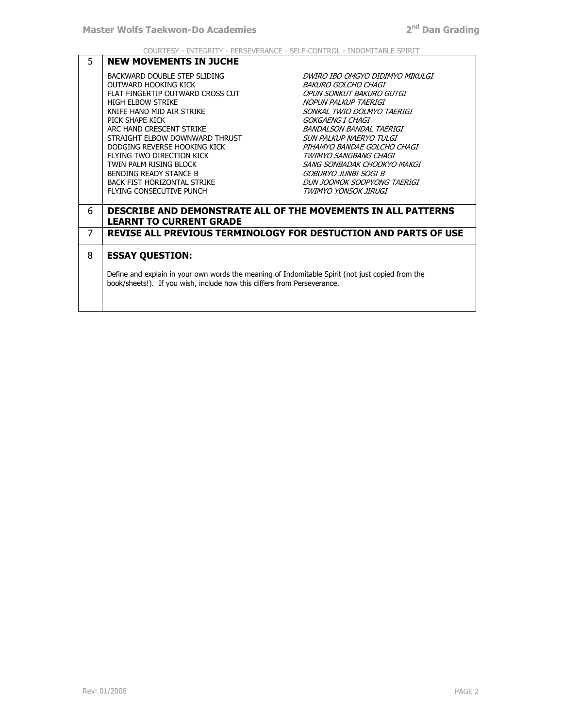COURTESY - INTEGRITY - PERSEVERANCE - SELF-CONTROL - INDOMITABLE SPIRIT

## 5 NEW MOVEMENTS IN JUCHE

| | |
|---|---|
| BACKWARD DOUBLE STEP SLIDING | *DWIRO IBO OMGYO DIDIMYO MIKULGI* |
| OUTWARD HOOKING KICK | *BAKURO GOLCHO CHAGI* |
| FLAT FINGERTIP OUTWARD CROSS CUT | *OPUN SONKUT BAKURO GUTGI* |
| HIGH ELBOW STRIKE | *NOPUN PALKUP TAERIGI* |
| KNIFE HAND MID AIR STRIKE | *SONKAL TWIO DOLMYO TAERIGI* |
| PICK SHAPE KICK | *GOKGAENG I CHAGI* |
| ARC HAND CRESCENT STRIKE | *BANDALSON BANDAL TAERIGI* |
| STRAIGHT ELBOW DOWNWARD THRUST | *SUN PALKUP NAERYO TULGI* |
| DODGING REVERSE HOOKING KICK | *PIHAMYO BANDAE GOLCHO CHAGI* |
| FLYING TWO DIRECTION KICK | *TWIMYO SANGBANG CHAGI* |
| TWIN PALM RISING BLOCK | *SANG SONBADAK CHOOKYO MAKGI* |
| BENDING READY STANCE B | *GOBURYO JUNBI SOGI B* |
| BACK FIST HORIZONTAL STRIKE | *DUN JOOMOK SOOPYONG TAERIGI* |
| FLYING CONSECUTIVE PUNCH | *TWIMYO YONSOK JIRUGI* |

## 6 DESCRIBE AND DEMONSTRATE ALL OF THE MOVEMENTS IN ALL PATTERNS LEARNT TO CURRENT GRADE

## 7 REVISE ALL PREVIOUS TERMINOLOGY FOR DESTUCTION AND PARTS OF USE

## 8 ESSAY QUESTION:

Define and explain in your own words the meaning of Indomitable Spirit (not just copied from the book/sheets!). If you wish, include how this differs from Perseverance.